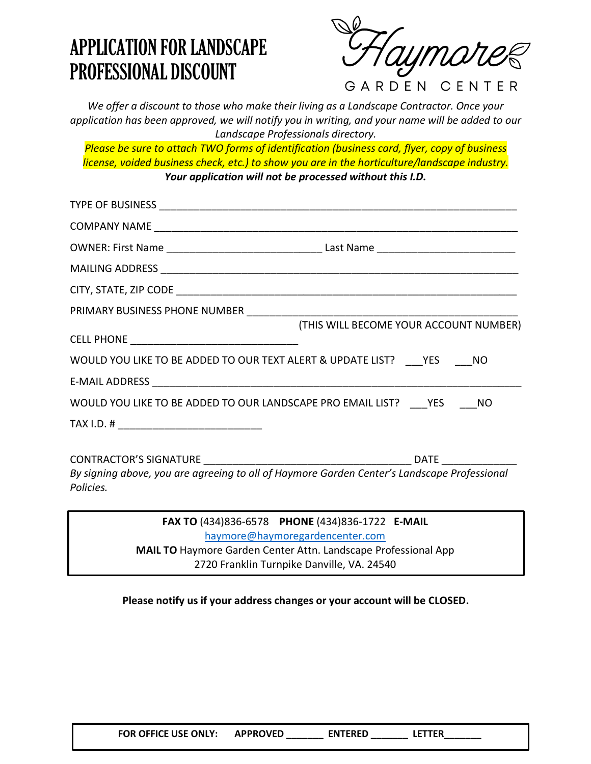# APPLICATION FOR LANDSCAPE PROFESSIONAL DISCOUNT

Haymore

GARDEN CENTER

*We offer a discount to those who make their living as a Landscape Contractor. Once your application has been approved, we will notify you in writing, and your name will be added to our Landscape Professionals directory.*

*Please be sure to attach TWO forms of identification (business card, flyer, copy of business license, voided business check, etc.) to show you are in the horticulture/landscape industry.*

***Your application will not be processed without this I.D.***

TYPE OF BUSINESS ________________________________________________________________

COMPANY NAME ________________________________________________________________

OWNER: First Name ___________________________ Last Name ________________________

MAILING ADDRESS ______________________________________________________________

CITY, STATE, ZIP CODE ___________________________________________________________

PRIMARY BUSINESS PHONE NUMBER ______________________________________________
(THIS WILL BECOME YOUR ACCOUNT NUMBER)

CELL PHONE ______________________________

WOULD YOU LIKE TO BE ADDED TO OUR TEXT ALERT & UPDATE LIST? ___YES ___NO

E-MAIL ADDRESS ________________________________________________________________

WOULD YOU LIKE TO BE ADDED TO OUR LANDSCAPE PRO EMAIL LIST? ___YES ___NO

TAX I.D. # _________________________

CONTRACTOR'S SIGNATURE ____________________________________ DATE _____________

*By signing above, you are agreeing to all of Haymore Garden Center's Landscape Professional Policies.*

**FAX TO** (434)836-6578 **PHONE** (434)836-1722 **E-MAIL** haymore@haymoregardencenter.com

**MAIL TO** Haymore Garden Center Attn. Landscape Professional App
2720 Franklin Turnpike Danville, VA. 24540

**Please notify us if your address changes or your account will be CLOSED.**

**FOR OFFICE USE ONLY: APPROVED _______ ENTERED _______ LETTER_______**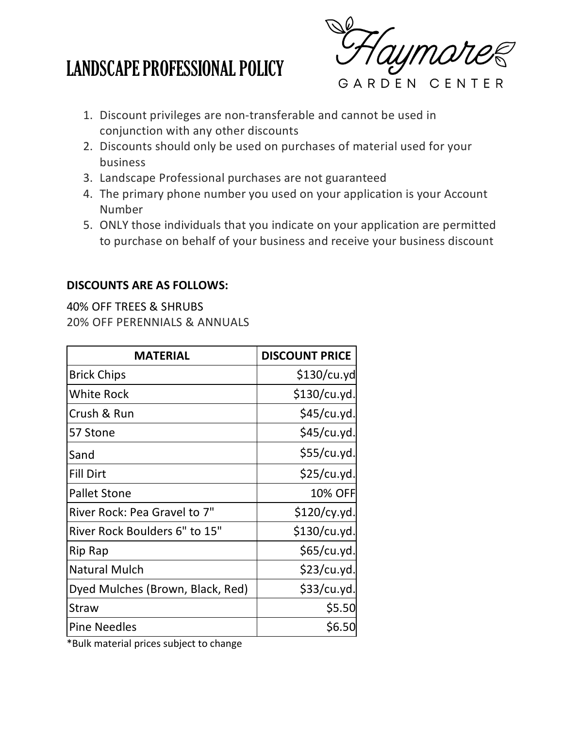# LANDSCAPE PROFESSIONAL POLICY

Haymore GARDEN CENTER

1. Discount privileges are non-transferable and cannot be used in conjunction with any other discounts
2. Discounts should only be used on purchases of material used for your business
3. Landscape Professional purchases are not guaranteed
4. The primary phone number you used on your application is your Account Number
5. ONLY those individuals that you indicate on your application are permitted to purchase on behalf of your business and receive your business discount

**DISCOUNTS ARE AS FOLLOWS:**

40% OFF TREES & SHRUBS
20% OFF PERENNIALS & ANNUALS

| MATERIAL | DISCOUNT PRICE |
|---|---:|
| Brick Chips | $130/cu.yd |
| White Rock | $130/cu.yd. |
| Crush & Run | $45/cu.yd. |
| 57 Stone | $45/cu.yd. |
| Sand | $55/cu.yd. |
| Fill Dirt | $25/cu.yd. |
| Pallet Stone | 10% OFF |
| River Rock: Pea Gravel to 7" | $120/cy.yd. |
| River Rock Boulders 6" to 15" | $130/cu.yd. |
| Rip Rap | $65/cu.yd. |
| Natural Mulch | $23/cu.yd. |
| Dyed Mulches (Brown, Black, Red) | $33/cu.yd. |
| Straw | $5.50 |
| Pine Needles | $6.50 |

*Bulk material prices subject to change